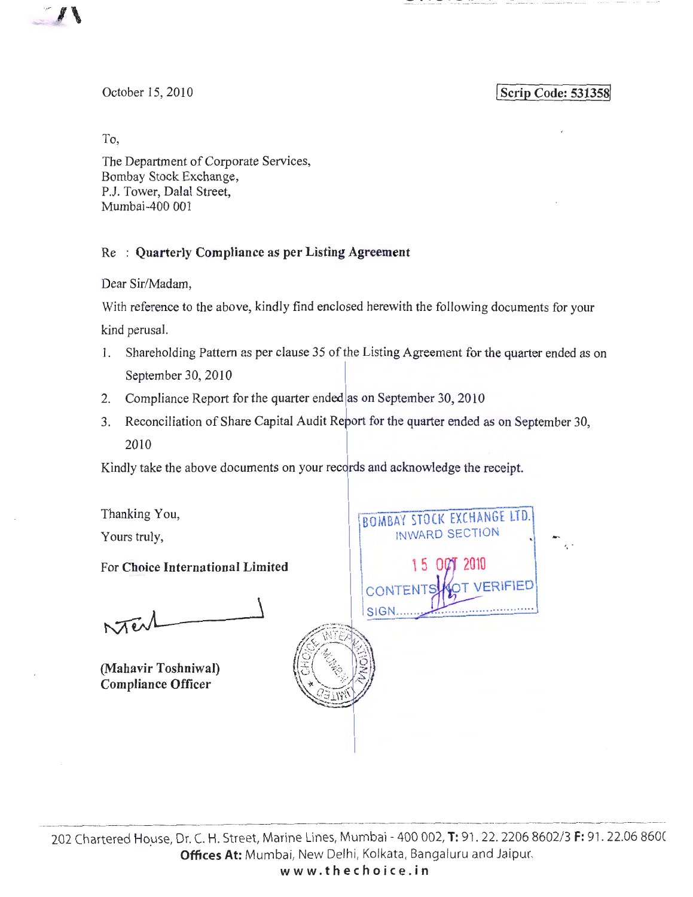October 15, 2010

**Scrip Code: 531358**

To,

The Department of Corporate Services,
Bombay Stock Exchange,
P.J. Tower, Dalal Street,
Mumbai-400 001

Re : **Quarterly Compliance as per Listing Agreement**

Dear Sir/Madam,

With reference to the above, kindly find enclosed herewith the following documents for your kind perusal.

1. Shareholding Pattern as per clause 35 of the Listing Agreement for the quarter ended as on September 30, 2010
2. Compliance Report for the quarter ended as on September 30, 2010
3. Reconciliation of Share Capital Audit Report for the quarter ended as on September 30, 2010

Kindly take the above documents on your records and acknowledge the receipt.

BOMBAY STOCK EXCHANGE LTD.
INWARD SECTION
15 OCT 2010
CONTENTS NOT VERIFIED
SIGN......

Thanking You,

Yours truly,

For **Choice International Limited**

**(Mahavir Toshniwal)**
**Compliance Officer**

202 Chartered House, Dr. C. H. Street, Marine Lines, Mumbai - 400 002, **T:** 91. 22. 2206 8602/3 **F:** 91. 22.06 860(
**Offices At:** Mumbai, New Delhi, Kolkata, Bangaluru and Jaipur.
**www.thechoice.in**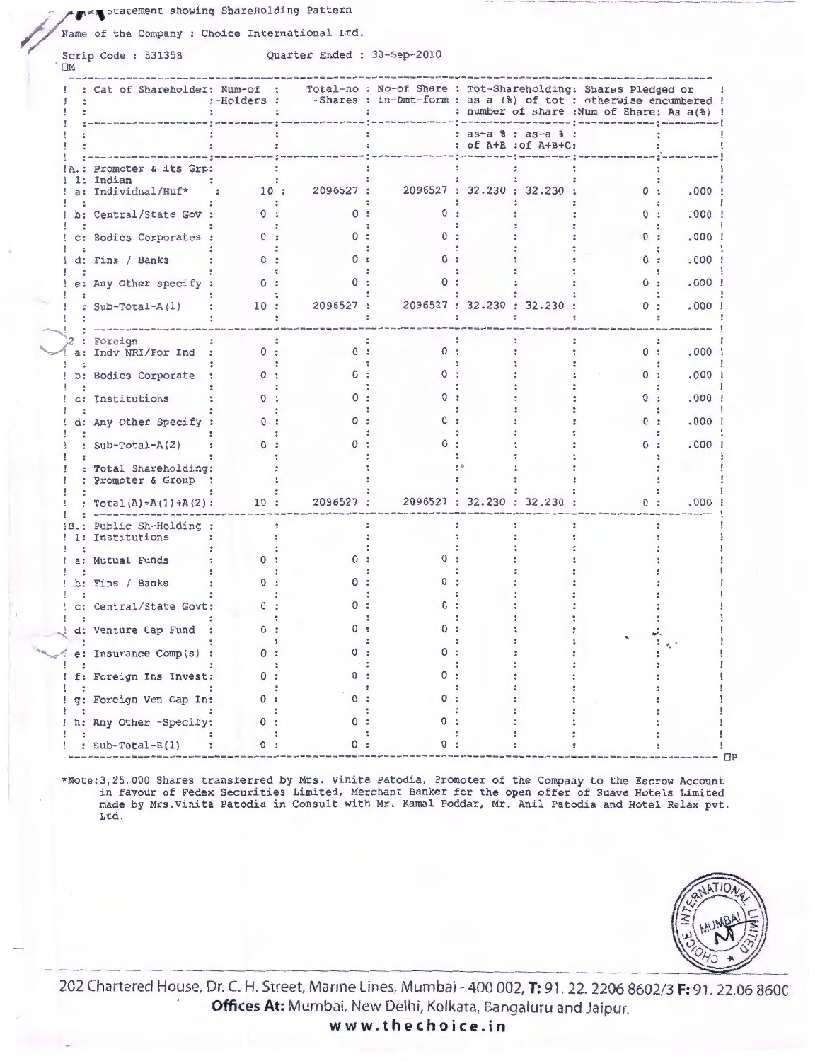Statement showing ShareHolding Pattern

Name of the Company : Choice International Ltd.

Scrip Code : 531358 Quarter Ended : 30-Sep-2010

| | Cat of Shareholder | Num-of -Holders | Total-no -Shares | No-of Share in-Dmt-form | Tot-Shareholding: as a (%) of tot number of share | | Shares Pledged or otherwise encumbered | |
|---|---|---|---|---|---|---|---|---|
| | | | | | as-a % of A+B | as-a % of A+B+C | Num of Share | As a(%) |
| A. | Promoter & its Grp: | | | | | | | |
| 1: | Indian | | | | | | | |
| a: | Individual/Huf* | 10 | 2096527 | 2096527 | 32.230 | 32.230 | 0 | .000 |
| b: | Central/State Gov | 0 | 0 | 0 | | | 0 | .000 |
| c: | Bodies Corporates | 0 | 0 | 0 | | | 0 | .000 |
| d: | Fins / Banks | 0 | 0 | 0 | | | 0 | .000 |
| e: | Any Other specify | 0 | 0 | 0 | | | 0 | .000 |
| | Sub-Total-A(1) | 10 | 2096527 | 2096527 | 32.230 | 32.230 | 0 | .000 |
| 2 | Foreign | | | | | | | |
| a: | Indv NRI/For Ind | 0 | 0 | 0 | | | 0 | .000 |
| b: | Bodies Corporate | 0 | 0 | 0 | | | 0 | .000 |
| c: | Institutions | 0 | 0 | 0 | | | 0 | .000 |
| d: | Any Other Specify | 0 | 0 | 0 | | | 0 | .000 |
| | Sub-Total-A(2) | 0 | 0 | 0 | | | 0 | .000 |
| | Total Shareholding: Promoter & Group | | | | | | | |
| | Total(A)=A(1)+A(2) | 10 | 2096527 | 2096527 | 32.230 | 32.230 | 0 | .000 |
| B. | Public Sh-Holding | | | | | | | |
| 1: | Institutions | | | | | | | |
| a: | Mutual Funds | 0 | 0 | 0 | | | | |
| b: | Fins / Banks | 0 | 0 | 0 | | | | |
| c: | Central/State Govt | 0 | 0 | 0 | | | | |
| d: | Venture Cap Fund | 0 | 0 | 0 | | | | |
| e: | Insurance Comp(s) | 0 | 0 | 0 | | | | |
| f: | Foreign Ins Invest | 0 | 0 | 0 | | | | |
| g: | Foreign Ven Cap In | 0 | 0 | 0 | | | | |
| h: | Any Other -Specify | 0 | 0 | 0 | | | | |
| | Sub-Total-B(1) | 0 | 0 | 0 | | | | |

*Note:3,25,000 Shares transferred by Mrs. Vinita Patodia, Promoter of the Company to the Escrow Account in favour of Fedex Securities Limited, Merchant Banker for the open offer of Suave Hotels Limited made by Mrs.Vinita Patodia in Consult with Mr. Kamal Poddar, Mr. Anil Patodia and Hotel Relax pvt. Ltd.

202 Chartered House, Dr. C. H. Street, Marine Lines, Mumbai - 400 002, **T:** 91. 22. 2206 8602/3 **F:** 91. 22.06 8600

**Offices At:** Mumbai, New Delhi, Kolkata, Bangaluru and Jaipur.

**www.thechoice.in**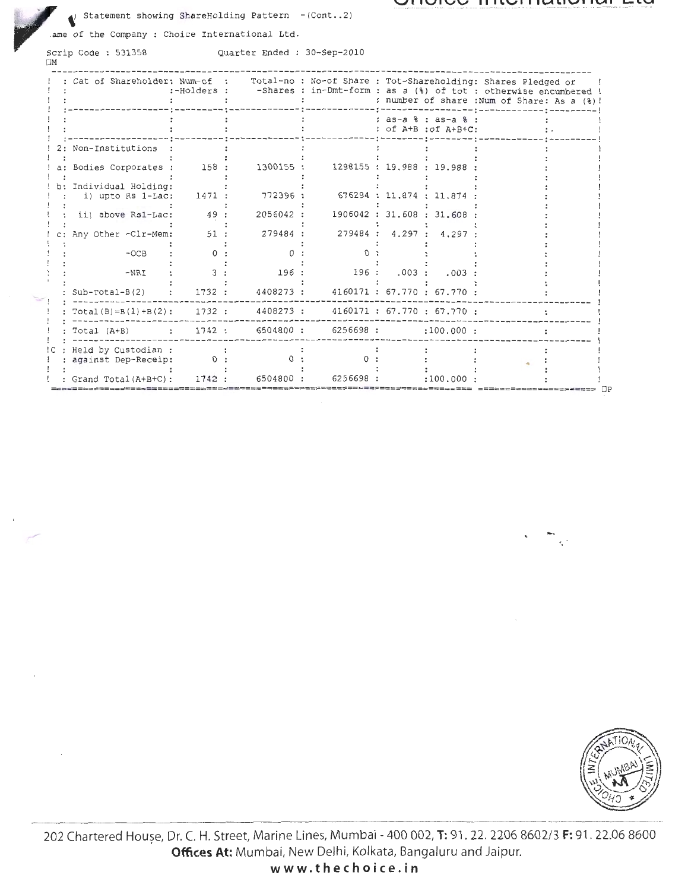Statement showing ShareHolding Pattern -(Cont..2)

Name of the Company : Choice International Ltd.

Scrip Code : 531358 Quarter Ended : 30-Sep-2010

| | Cat of Shareholder | Num-of -Holders | Total-no -Shares | No-of Share in-Dmt-form | Tot-Shareholding: as a (%) of tot number of share | | Shares Pledged or otherwise encumbered | |
|---|---|---|---|---|---|---|---|---|
| | | | | | as-a % of A+B | as-a % of A+B+C | Num of Share | As a (%) |
| 2 | Non-Institutions | | | | | | | |
| a | Bodies Corporates | 158 | 1300155 | 1298155 | 19.988 | 19.988 | | |
| b | Individual Holding: | | | | | | | |
| | i) upto Rs 1-Lac | 1471 | 772396 | 676294 | 11.874 | 11.874 | | |
| | ii) above Rs1-Lac | 49 | 2056042 | 1906042 | 31.608 | 31.608 | | |
| c | Any Other -Clr-Mem | 51 | 279484 | 279484 | 4.297 | 4.297 | | |
| | -OCB | 0 | 0 | 0 | | | | |
| | -NRI | 3 | 196 | 196 | .003 | .003 | | |
| | Sub-Total-B(2) | 1732 | 4408273 | 4160171 | 67.770 | 67.770 | | |
| | Total(B)=B(1)+B(2) | 1732 | 4408273 | 4160171 | 67.770 | 67.770 | | |
| | Total (A+B) | 1742 | 6504800 | 6256698 | | 100.000 | | |
| C | Held by Custodian against Dep-Receip | 0 | 0 | 0 | | | | |
| | Grand Total(A+B+C) | 1742 | 6504800 | 6256698 | | 100.000 | | |

202 Chartered House, Dr. C. H. Street, Marine Lines, Mumbai - 400 002, T: 91. 22. 2206 8602/3 F: 91. 22.06 8600
**Offices At:** Mumbai, New Delhi, Kolkata, Bangaluru and Jaipur.
www.thechoice.in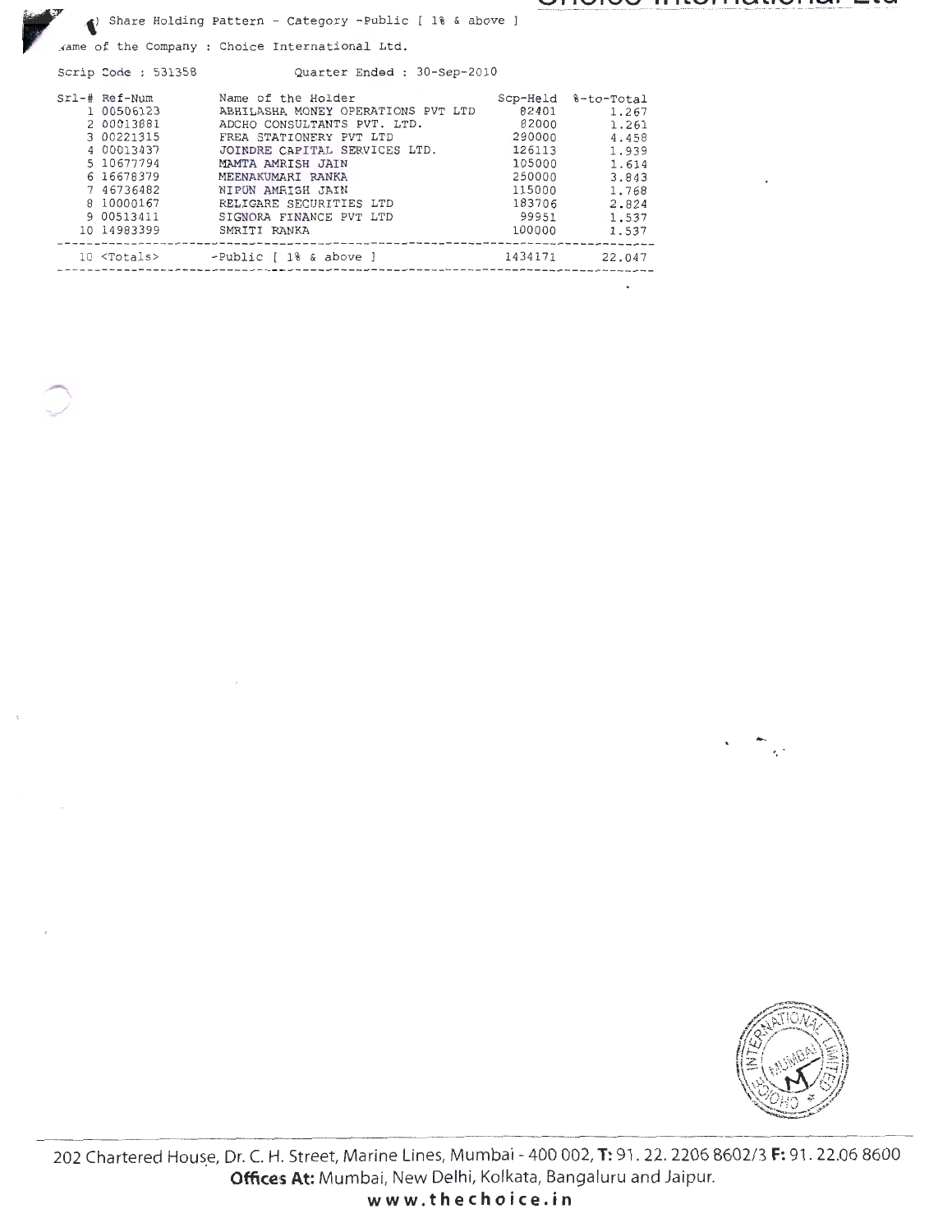(I) Share Holding Pattern - Category -Public [ 1% & above ]

Name of the Company : Choice International Ltd.

Scrip Code : 531358 Quarter Ended : 30-Sep-2010

| Srl-# | Ref-Num | Name of the Holder | Scp-Held | %-to-Total |
|---|---|---|---|---|
| 1 | 00506123 | ABHILASHA MONEY OPERATIONS PVT LTD | 82401 | 1.267 |
| 2 | 00013881 | ADCHO CONSULTANTS PVT. LTD. | 82000 | 1.261 |
| 3 | 00221315 | FREA STATIONERY PVT LTD | 290000 | 4.458 |
| 4 | 00013437 | JOINDRE CAPITAL SERVICES LTD. | 126113 | 1.939 |
| 5 | 10677794 | MAMTA AMRISH JAIN | 105000 | 1.614 |
| 6 | 16678379 | MEENAKUMARI RANKA | 250000 | 3.843 |
| 7 | 46736482 | NIPUN AMRISH JAIN | 115000 | 1.768 |
| 8 | 10000167 | RELIGARE SECURITIES LTD | 183706 | 2.824 |
| 9 | 00513411 | SIGNORA FINANCE PVT LTD | 99951 | 1.537 |
| 10 | 14983399 | SMRITI RANKA | 100000 | 1.537 |
| 10 | <Totals> | -Public [ 1% & above ] | 1434171 | 22.047 |

202 Chartered House, Dr. C. H. Street, Marine Lines, Mumbai - 400 002, **T:** 91. 22. 2206 8602/3 **F:** 91. 22.06 8600

**Offices At:** Mumbai, New Delhi, Kolkata, Bangaluru and Jaipur.

**www.thechoice.in**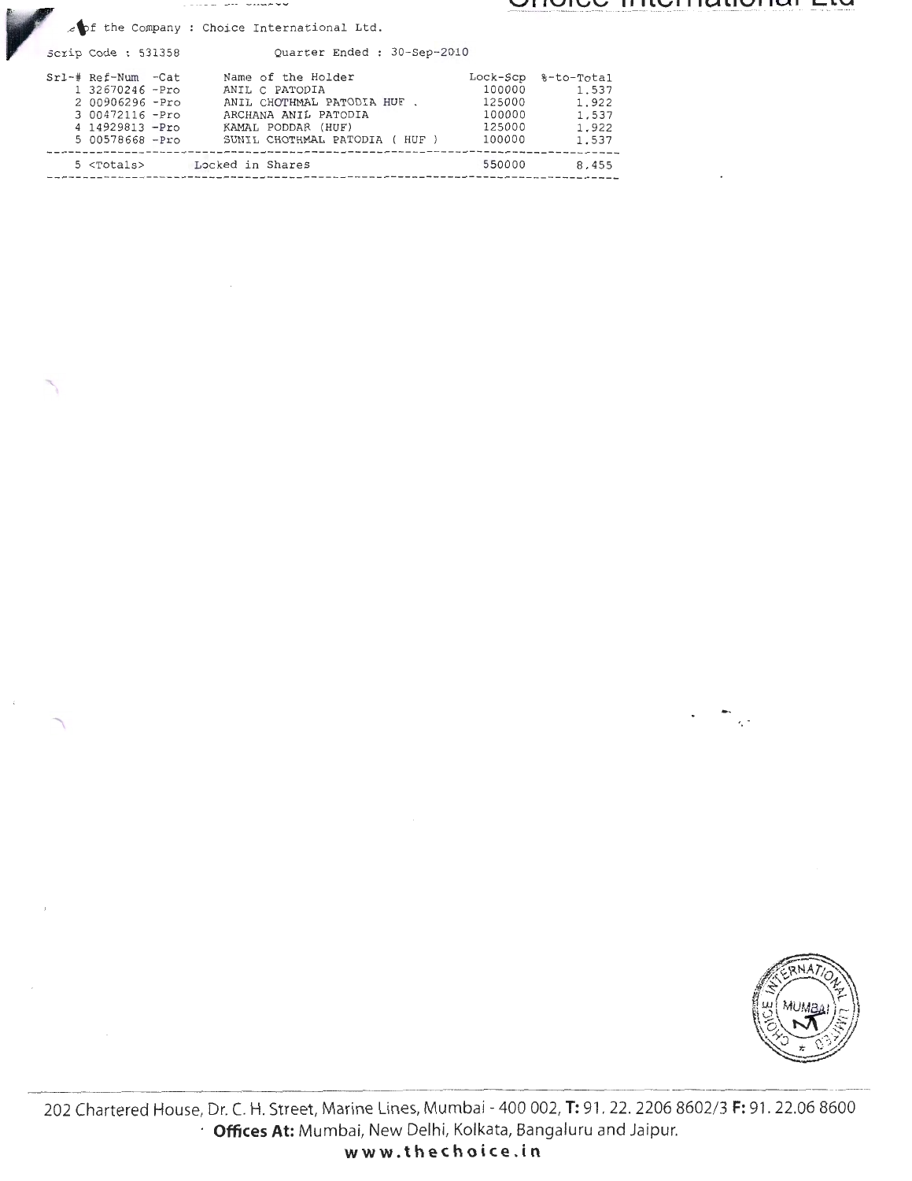of the Company : Choice International Ltd.

Scrip Code : 531358 Quarter Ended : 30-Sep-2010

| Srl-# | Ref-Num -Cat | Name of the Holder | Lock-Scp | %-to-Total |
|---|---|---|---|---|
| 1 | 32670246 -Pro | ANIL C PATODIA | 100000 | 1.537 |
| 2 | 00906296 -Pro | ANIL CHOTHMAL PATODIA HUF . | 125000 | 1.922 |
| 3 | 00472116 -Pro | ARCHANA ANIL PATODIA | 100000 | 1.537 |
| 4 | 14929813 -Pro | KAMAL PODDAR (HUF) | 125000 | 1.922 |
| 5 | 00578668 -Pro | SUNIL CHOTHMAL PATODIA ( HUF ) | 100000 | 1.537 |
| 5 | <Totals> | Locked in Shares | 550000 | 8.455 |

202 Chartered House, Dr. C. H. Street, Marine Lines, Mumbai - 400 002, **T:** 91. 22. 2206 8602/3 **F:** 91. 22.06 8600
**Offices At:** Mumbai, New Delhi, Kolkata, Bangaluru and Jaipur.
**www.thechoice.in**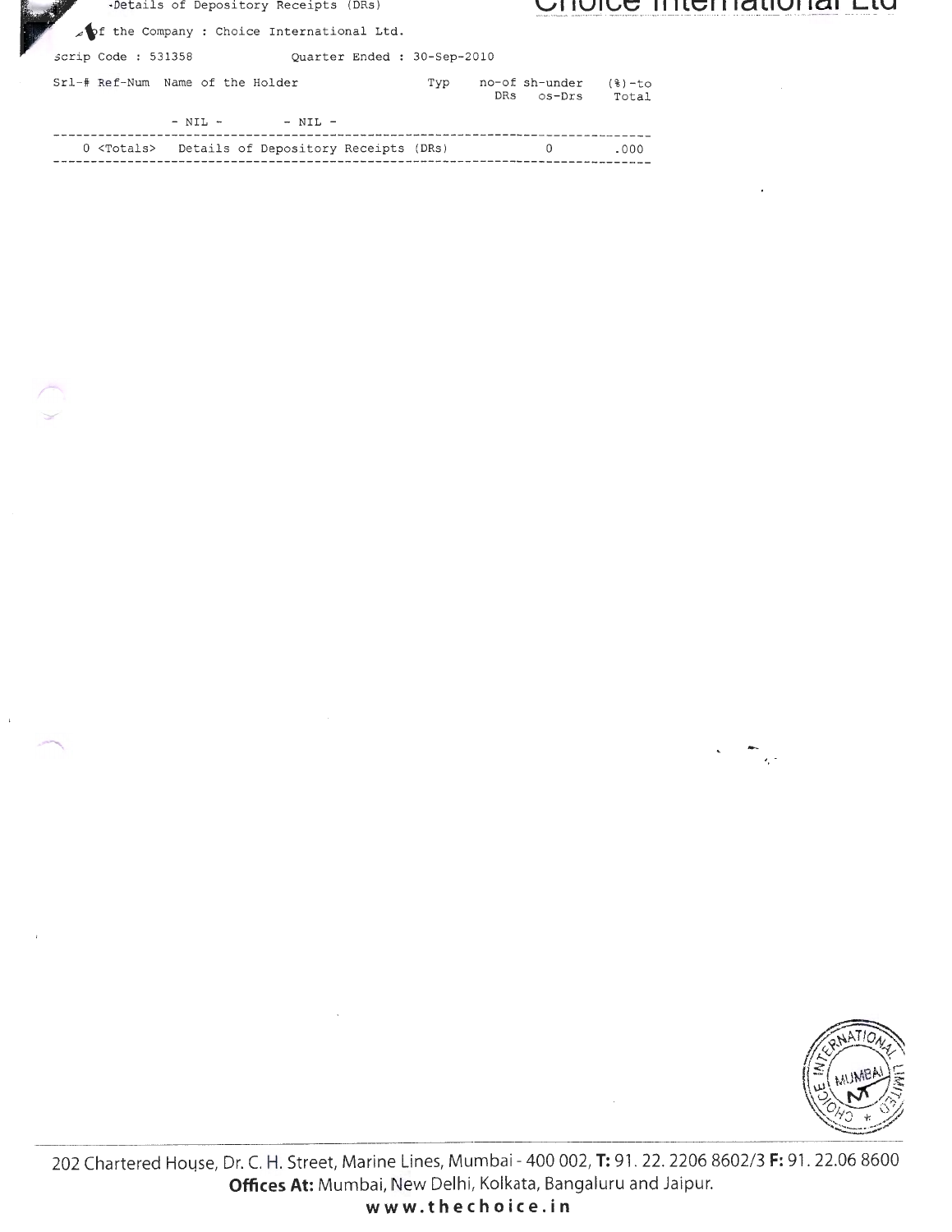Details of Depository Receipts (DRs)

of the Company : Choice International Ltd.

Scrip Code : 531358 Quarter Ended : 30-Sep-2010

| Srl-# | Ref-Num | Name of the Holder | Typ | no-of DRs | sh-under os-Drs | (%)-to Total |
|---|---|---|---|---|---|---|
| | - NIL - | - NIL - | | | | |
| 0 | <Totals> | Details of Depository Receipts (DRs) | | | 0 | .000 |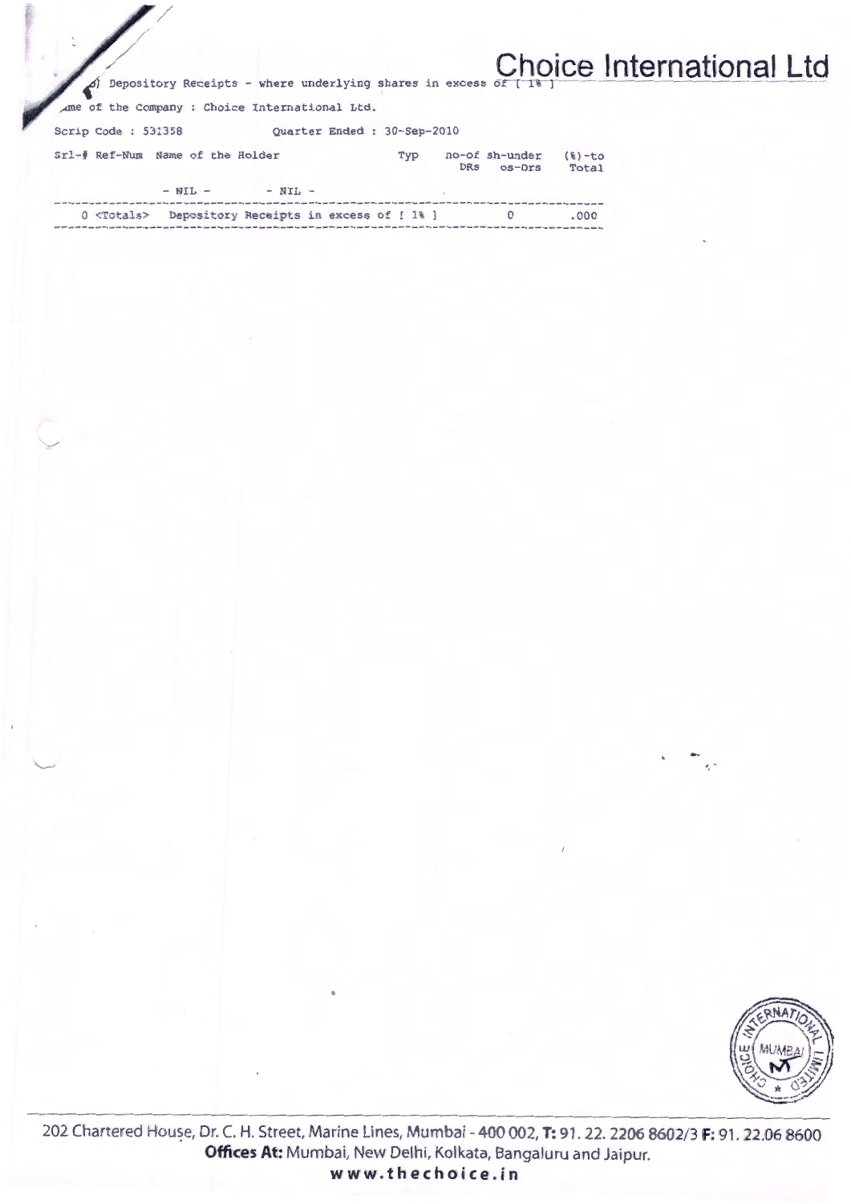Choice International Ltd

(b) Depository Receipts - where underlying shares in excess of [ 1% ]

Name of the Company : Choice International Ltd.

Scrip Code : 531358 Quarter Ended : 30-Sep-2010

| Srl-# | Ref-Num | Name of the Holder | Typ | no-of DRs | sh-under os-Drs | (%)-to Total |
|---|---|---|---|---|---|---|
| | - NIL - | - NIL - | | | | |
| 0 | <Totals> | Depository Receipts in excess of [ 1% ] | | | 0 | .000 |

202 Chartered House, Dr. C. H. Street, Marine Lines, Mumbai - 400 002, **T:** 91. 22. 2206 8602/3 **F:** 91. 22.06 8600

**Offices At:** Mumbai, New Delhi, Kolkata, Bangaluru and Jaipur.

**www.thechoice.in**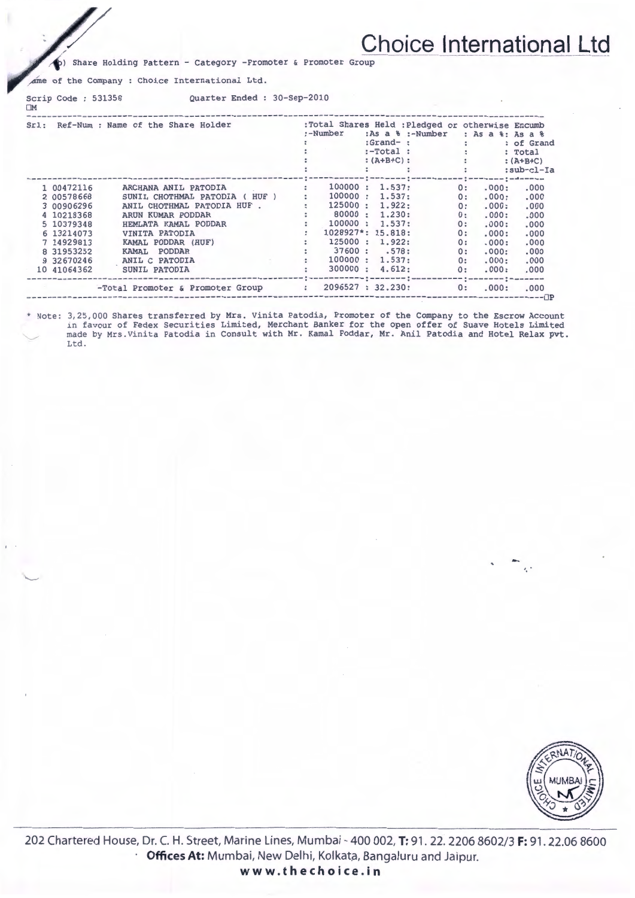# Choice International Ltd

(b) Share Holding Pattern - Category -Promoter & Promoter Group

Name of the Company : Choice International Ltd.

Scrip Code : 531358 Quarter Ended : 30-Sep-2010

| Srl: | Ref-Num | Name of the Share Holder | Total Shares Held -Number | As a % Grand-Total (A+B+C) | Pledged or otherwise Encumb -Number | As a % | As a % of Grand Total (A+B+C) sub-cl-Ia |
|---|---|---|---|---|---|---|---|
| 1 | 00472116 | ARCHANA ANIL PATODIA | 100000 | 1.537 | 0 | .000 | .000 |
| 2 | 00578668 | SUNIL CHOTHMAL PATODIA ( HUF ) | 100000 | 1.537 | 0 | .000 | .000 |
| 3 | 00906296 | ANIL CHOTHMAL PATODIA HUF . | 125000 | 1.922 | 0 | .000 | .000 |
| 4 | 10218368 | ARUN KUMAR PODDAR | 80000 | 1.230 | 0 | .000 | .000 |
| 5 | 10379348 | HEMLATA KAMAL PODDAR | 100000 | 1.537 | 0 | .000 | .000 |
| 6 | 13214073 | VINITA PATODIA | 1028927* | 15.818 | 0 | .000 | .000 |
| 7 | 14929813 | KAMAL PODDAR (HUF) | 125000 | 1.922 | 0 | .000 | .000 |
| 8 | 31953252 | KAMAL PODDAR | 37600 | .578 | 0 | .000 | .000 |
| 9 | 32670246 | ANIL C PATODIA | 100000 | 1.537 | 0 | .000 | .000 |
| 10 | 41064362 | SUNIL PATODIA | 300000 | 4.612 | 0 | .000 | .000 |
| | | -Total Promoter & Promoter Group | 2096527 | 32.230 | 0 | .000 | .000 |

\* Note: 3,25,000 Shares transferred by Mrs. Vinita Patodia, Promoter of the Company to the Escrow Account in favour of Fedex Securities Limited, Merchant Banker for the open offer of Suave Hotels Limited made by Mrs.Vinita Patodia in Consult with Mr. Kamal Poddar, Mr. Anil Patodia and Hotel Relax pvt. Ltd.

202 Chartered House, Dr. C. H. Street, Marine Lines, Mumbai - 400 002, T: 91. 22. 2206 8602/3 F: 91. 22.06 8600
**Offices At:** Mumbai, New Delhi, Kolkata, Bangaluru and Jaipur.
**www.thechoice.in**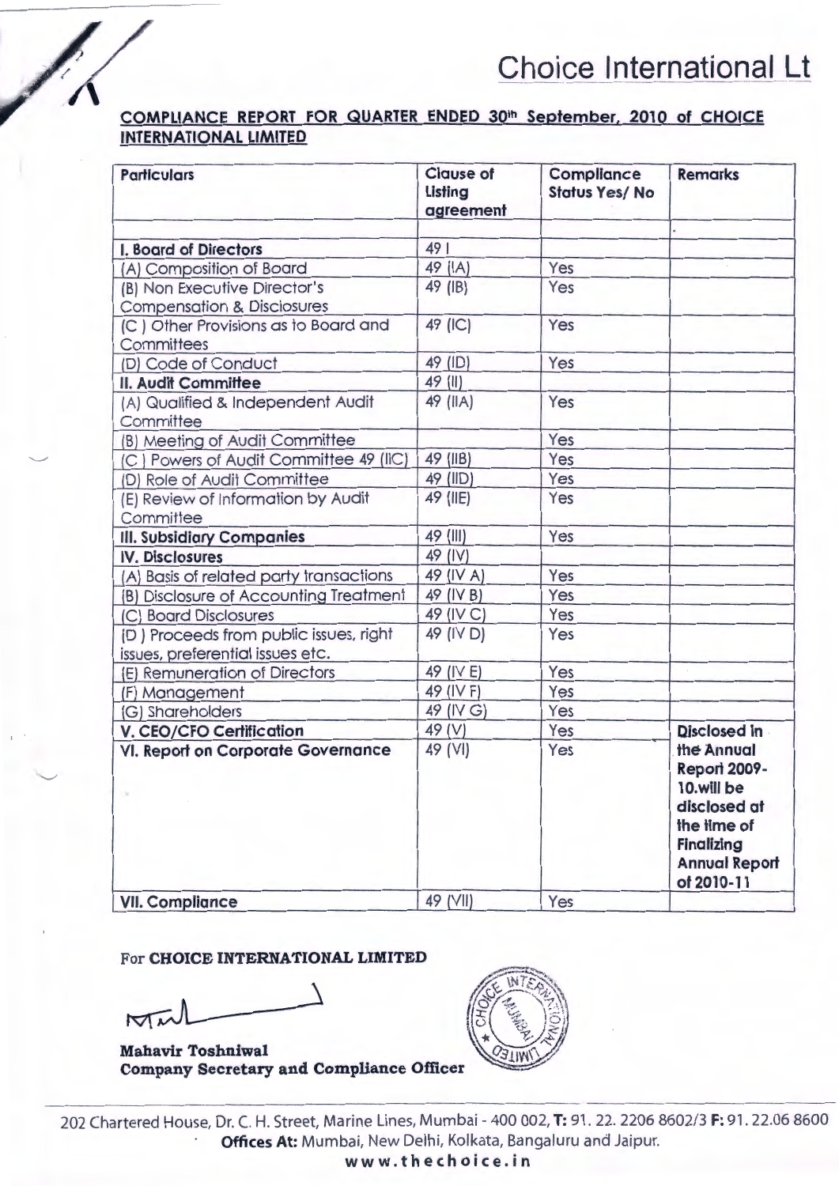# Choice International Lt

**COMPLIANCE REPORT FOR QUARTER ENDED 30th September, 2010 of CHOICE INTERNATIONAL LIMITED**

| Particulars | Clause of Listing agreement | Compliance Status Yes/ No | Remarks |
|---|---|---|---|
| | | | |
| **I. Board of Directors** | 49 I | | |
| (A) Composition of Board | 49 (IA) | Yes | |
| (B) Non Executive Director's Compensation & Disclosures | 49 (IB) | Yes | |
| (C ) Other Provisions as to Board and Committees | 49 (IC) | Yes | |
| (D) Code of Conduct | 49 (ID) | Yes | |
| **II. Audit Committee** | 49 (II) | | |
| (A) Qualified & Independent Audit Committee | 49 (IIA) | Yes | |
| (B) Meeting of Audit Committee | | Yes | |
| (C ) Powers of Audit Committee 49 (IIC) | 49 (IIB) | Yes | |
| (D) Role of Audit Committee | 49 (IID) | Yes | |
| (E) Review of Information by Audit Committee | 49 (IIE) | Yes | |
| **III. Subsidiary Companies** | 49 (III) | Yes | |
| **IV. Disclosures** | 49 (IV) | | |
| (A) Basis of related party transactions | 49 (IV A) | Yes | |
| (B) Disclosure of Accounting Treatment | 49 (IV B) | Yes | |
| (C) Board Disclosures | 49 (IV C) | Yes | |
| (D ) Proceeds from public issues, right issues, preferential issues etc. | 49 (IV D) | Yes | |
| (E) Remuneration of Directors | 49 (IV E) | Yes | |
| (F) Management | 49 (IV F) | Yes | |
| (G) Shareholders | 49 (IV G) | Yes | |
| **V. CEO/CFO Certification** | 49 (V) | Yes | **Disclosed in the Annual Report 2009-10.will be disclosed at the time of Finalizing Annual Report of 2010-11** |
| **VI. Report on Corporate Governance** | 49 (VI) | Yes | |
| **VII. Compliance** | 49 (VII) | Yes | |

For **CHOICE INTERNATIONAL LIMITED**

**Mahavir Toshniwal**
**Company Secretary and Compliance Officer**

202 Chartered House, Dr. C. H. Street, Marine Lines, Mumbai - 400 002, **T:** 91. 22. 2206 8602/3 **F:** 91. 22.06 8600
**Offices At:** Mumbai, New Delhi, Kolkata, Bangaluru and Jaipur.
**www.thechoice.in**